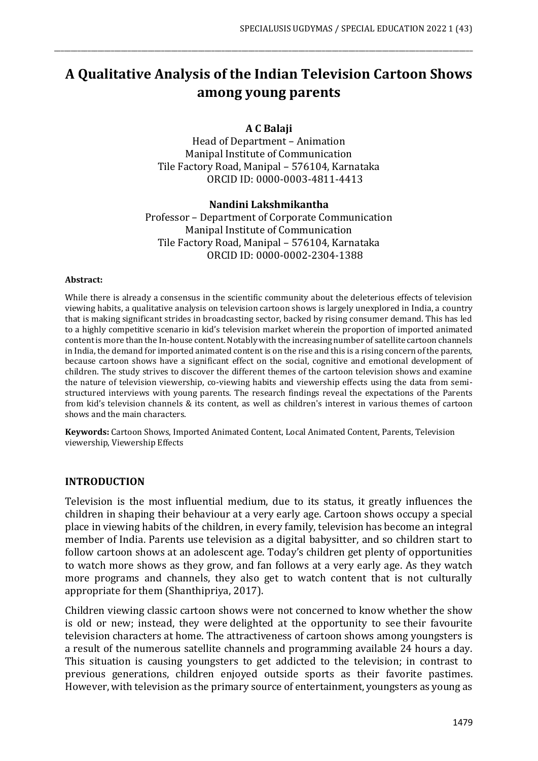# A Qualitative Analysis of the Indian Television Cartoon Shows among young parents

**A C Balaji**

Head of Department – Animation
Manipal Institute of Communication
Tile Factory Road, Manipal – 576104, Karnataka
ORCID ID: 0000-0003-4811-4413

**Nandini Lakshmikantha**

Professor – Department of Corporate Communication
Manipal Institute of Communication
Tile Factory Road, Manipal – 576104, Karnataka
ORCID ID: 0000-0002-2304-1388

**Abstract:**

While there is already a consensus in the scientific community about the deleterious effects of television viewing habits, a qualitative analysis on television cartoon shows is largely unexplored in India, a country that is making significant strides in broadcasting sector, backed by rising consumer demand. This has led to a highly competitive scenario in kid's television market wherein the proportion of imported animated content is more than the In-house content. Notably with the increasing number of satellite cartoon channels in India, the demand for imported animated content is on the rise and this is a rising concern of the parents, because cartoon shows have a significant effect on the social, cognitive and emotional development of children. The study strives to discover the different themes of the cartoon television shows and examine the nature of television viewership, co-viewing habits and viewership effects using the data from semi-structured interviews with young parents. The research findings reveal the expectations of the Parents from kid's television channels & its content, as well as children's interest in various themes of cartoon shows and the main characters.

**Keywords:** Cartoon Shows, Imported Animated Content, Local Animated Content, Parents, Television viewership, Viewership Effects

## INTRODUCTION

Television is the most influential medium, due to its status, it greatly influences the children in shaping their behaviour at a very early age. Cartoon shows occupy a special place in viewing habits of the children, in every family, television has become an integral member of India. Parents use television as a digital babysitter, and so children start to follow cartoon shows at an adolescent age. Today's children get plenty of opportunities to watch more shows as they grow, and fan follows at a very early age. As they watch more programs and channels, they also get to watch content that is not culturally appropriate for them (Shanthipriya, 2017).

Children viewing classic cartoon shows were not concerned to know whether the show is old or new; instead, they were delighted at the opportunity to see their favourite television characters at home. The attractiveness of cartoon shows among youngsters is a result of the numerous satellite channels and programming available 24 hours a day. This situation is causing youngsters to get addicted to the television; in contrast to previous generations, children enjoyed outside sports as their favorite pastimes. However, with television as the primary source of entertainment, youngsters as young as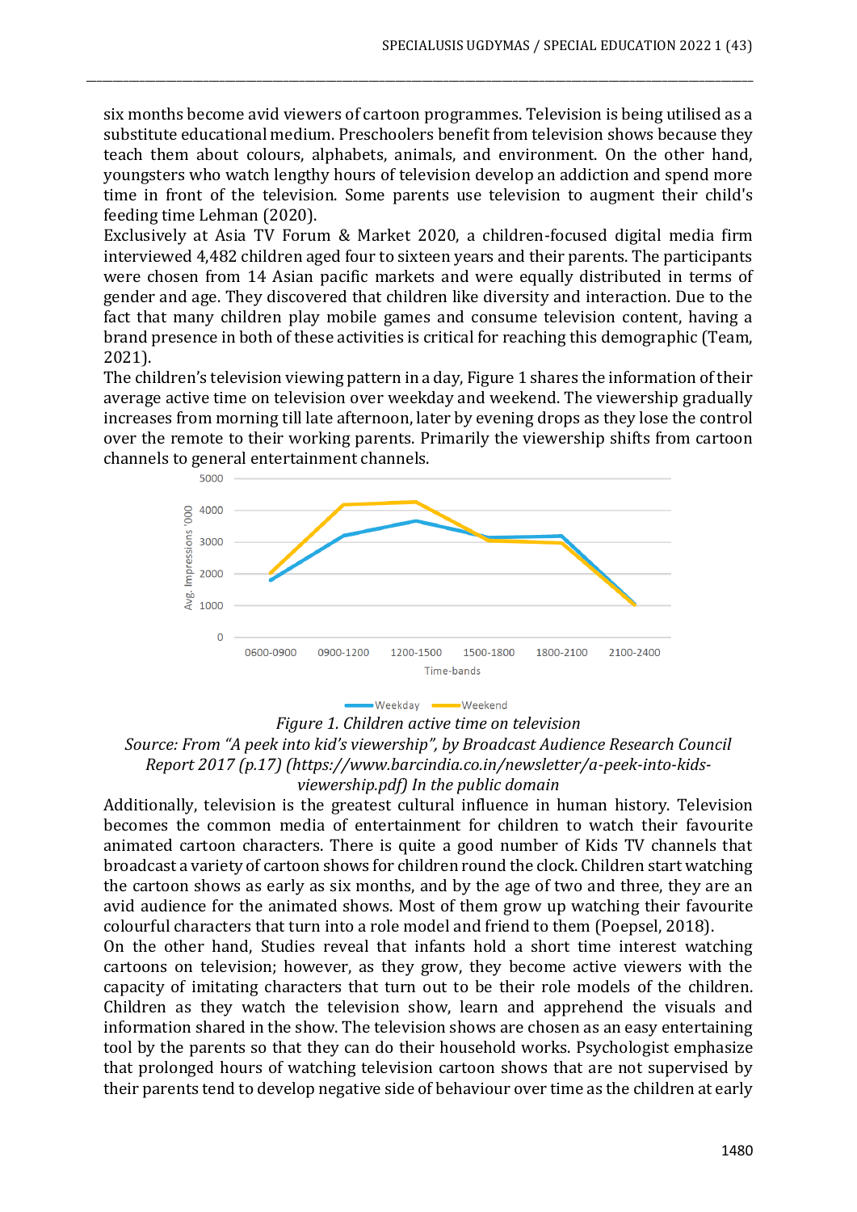six months become avid viewers of cartoon programmes. Television is being utilised as a substitute educational medium. Preschoolers benefit from television shows because they teach them about colours, alphabets, animals, and environment. On the other hand, youngsters who watch lengthy hours of television develop an addiction and spend more time in front of the television. Some parents use television to augment their child's feeding time Lehman (2020).

Exclusively at Asia TV Forum & Market 2020, a children-focused digital media firm interviewed 4,482 children aged four to sixteen years and their parents. The participants were chosen from 14 Asian pacific markets and were equally distributed in terms of gender and age. They discovered that children like diversity and interaction. Due to the fact that many children play mobile games and consume television content, having a brand presence in both of these activities is critical for reaching this demographic (Team, 2021).

The children's television viewing pattern in a day, Figure 1 shares the information of their average active time on television over weekday and weekend. The viewership gradually increases from morning till late afternoon, later by evening drops as they lose the control over the remote to their working parents. Primarily the viewership shifts from cartoon channels to general entertainment channels.

*Figure 1. Children active time on television*

*Source: From "A peek into kid's viewership", by Broadcast Audience Research Council Report 2017 (p.17) (https://www.barcindia.co.in/newsletter/a-peek-into-kids-viewership.pdf) In the public domain*

Additionally, television is the greatest cultural influence in human history. Television becomes the common media of entertainment for children to watch their favourite animated cartoon characters. There is quite a good number of Kids TV channels that broadcast a variety of cartoon shows for children round the clock. Children start watching the cartoon shows as early as six months, and by the age of two and three, they are an avid audience for the animated shows. Most of them grow up watching their favourite colourful characters that turn into a role model and friend to them (Poepsel, 2018).

On the other hand, Studies reveal that infants hold a short time interest watching cartoons on television; however, as they grow, they become active viewers with the capacity of imitating characters that turn out to be their role models of the children. Children as they watch the television show, learn and apprehend the visuals and information shared in the show. The television shows are chosen as an easy entertaining tool by the parents so that they can do their household works. Psychologist emphasize that prolonged hours of watching television cartoon shows that are not supervised by their parents tend to develop negative side of behaviour over time as the children at early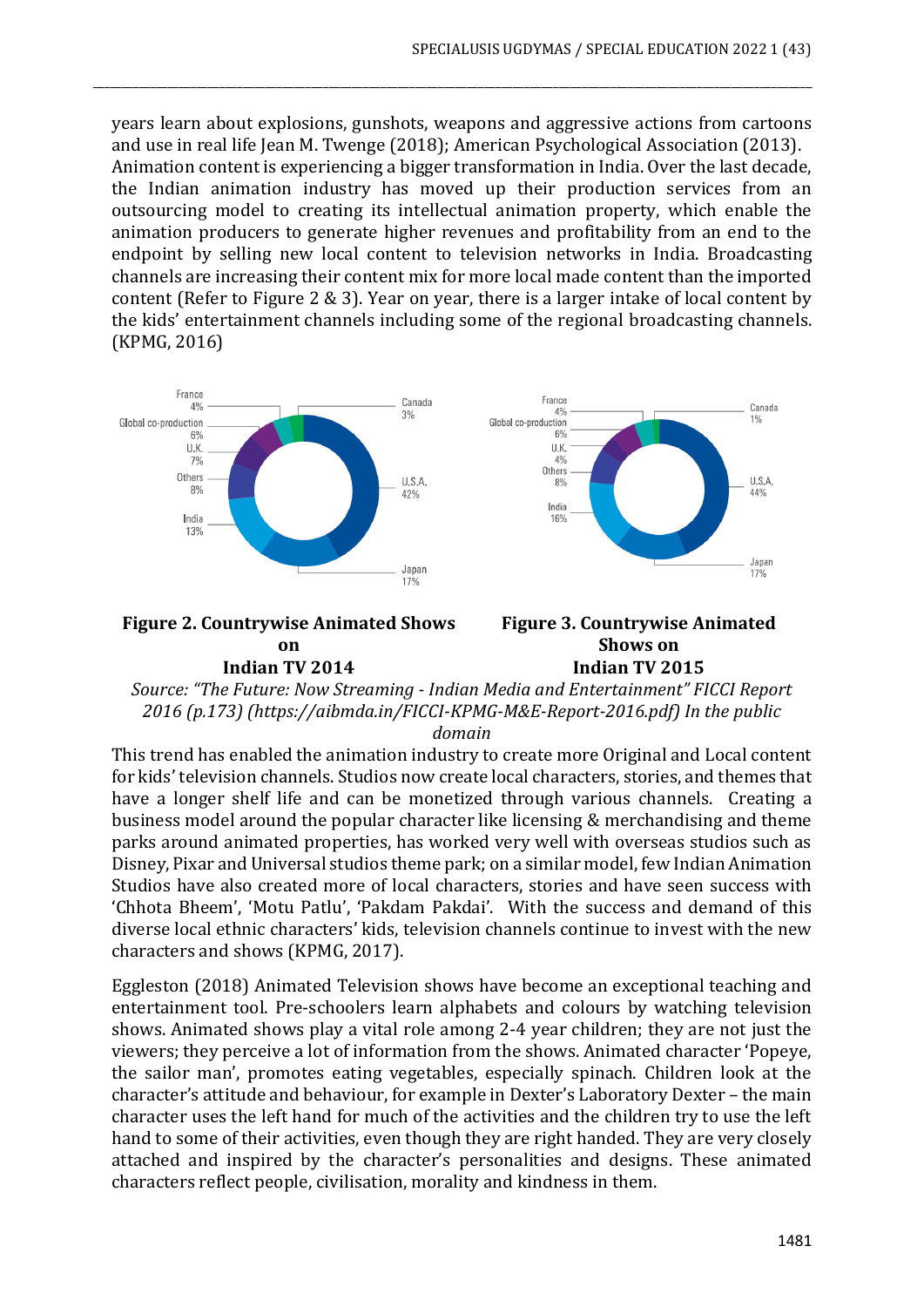years learn about explosions, gunshots, weapons and aggressive actions from cartoons and use in real life Jean M. Twenge (2018); American Psychological Association (2013). Animation content is experiencing a bigger transformation in India. Over the last decade, the Indian animation industry has moved up their production services from an outsourcing model to creating its intellectual animation property, which enable the animation producers to generate higher revenues and profitability from an end to the endpoint by selling new local content to television networks in India. Broadcasting channels are increasing their content mix for more local made content than the imported content (Refer to Figure 2 & 3). Year on year, there is a larger intake of local content by the kids' entertainment channels including some of the regional broadcasting channels. (KPMG, 2016)

**Figure 2. Countrywise Animated Shows on Indian TV 2014**

| Country | Share |
|---|---|
| U.S.A. | 42% |
| Japan | 17% |
| India | 13% |
| Others | 8% |
| U.K. | 7% |
| Global co-production | 6% |
| France | 4% |
| Canada | 3% |

**Figure 3. Countrywise Animated Shows on Indian TV 2015**

| Country | Share |
|---|---|
| U.S.A. | 44% |
| Japan | 17% |
| India | 16% |
| Others | 8% |
| U.K. | 4% |
| Global co-production | 6% |
| France | 4% |
| Canada | 1% |

*Source: "The Future: Now Streaming - Indian Media and Entertainment" FICCI Report 2016 (p.173) (https://aibmda.in/FICCI-KPMG-M&E-Report-2016.pdf) In the public domain*

This trend has enabled the animation industry to create more Original and Local content for kids' television channels. Studios now create local characters, stories, and themes that have a longer shelf life and can be monetized through various channels. Creating a business model around the popular character like licensing & merchandising and theme parks around animated properties, has worked very well with overseas studios such as Disney, Pixar and Universal studios theme park; on a similar model, few Indian Animation Studios have also created more of local characters, stories and have seen success with 'Chhota Bheem', 'Motu Patlu', 'Pakdam Pakdai'. With the success and demand of this diverse local ethnic characters' kids, television channels continue to invest with the new characters and shows (KPMG, 2017).

Eggleston (2018) Animated Television shows have become an exceptional teaching and entertainment tool. Pre-schoolers learn alphabets and colours by watching television shows. Animated shows play a vital role among 2-4 year children; they are not just the viewers; they perceive a lot of information from the shows. Animated character 'Popeye, the sailor man', promotes eating vegetables, especially spinach. Children look at the character's attitude and behaviour, for example in Dexter's Laboratory Dexter – the main character uses the left hand for much of the activities and the children try to use the left hand to some of their activities, even though they are right handed. They are very closely attached and inspired by the character's personalities and designs. These animated characters reflect people, civilisation, morality and kindness in them.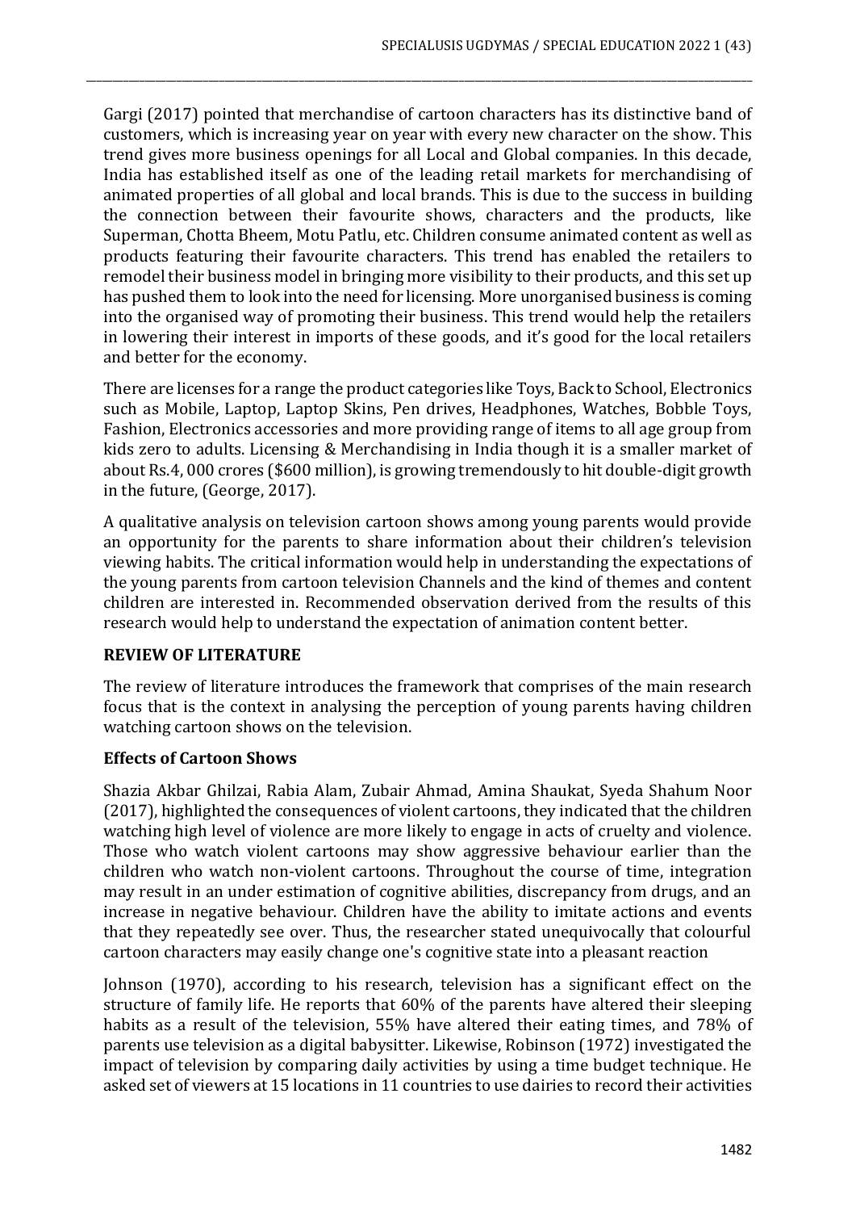Gargi (2017) pointed that merchandise of cartoon characters has its distinctive band of customers, which is increasing year on year with every new character on the show. This trend gives more business openings for all Local and Global companies. In this decade, India has established itself as one of the leading retail markets for merchandising of animated properties of all global and local brands. This is due to the success in building the connection between their favourite shows, characters and the products, like Superman, Chotta Bheem, Motu Patlu, etc. Children consume animated content as well as products featuring their favourite characters. This trend has enabled the retailers to remodel their business model in bringing more visibility to their products, and this set up has pushed them to look into the need for licensing. More unorganised business is coming into the organised way of promoting their business. This trend would help the retailers in lowering their interest in imports of these goods, and it's good for the local retailers and better for the economy.

There are licenses for a range the product categories like Toys, Back to School, Electronics such as Mobile, Laptop, Laptop Skins, Pen drives, Headphones, Watches, Bobble Toys, Fashion, Electronics accessories and more providing range of items to all age group from kids zero to adults. Licensing & Merchandising in India though it is a smaller market of about Rs.4, 000 crores ($600 million), is growing tremendously to hit double-digit growth in the future, (George, 2017).

A qualitative analysis on television cartoon shows among young parents would provide an opportunity for the parents to share information about their children's television viewing habits. The critical information would help in understanding the expectations of the young parents from cartoon television Channels and the kind of themes and content children are interested in. Recommended observation derived from the results of this research would help to understand the expectation of animation content better.

## REVIEW OF LITERATURE

The review of literature introduces the framework that comprises of the main research focus that is the context in analysing the perception of young parents having children watching cartoon shows on the television.

### Effects of Cartoon Shows

Shazia Akbar Ghilzai, Rabia Alam, Zubair Ahmad, Amina Shaukat, Syeda Shahum Noor (2017), highlighted the consequences of violent cartoons, they indicated that the children watching high level of violence are more likely to engage in acts of cruelty and violence. Those who watch violent cartoons may show aggressive behaviour earlier than the children who watch non-violent cartoons. Throughout the course of time, integration may result in an under estimation of cognitive abilities, discrepancy from drugs, and an increase in negative behaviour. Children have the ability to imitate actions and events that they repeatedly see over. Thus, the researcher stated unequivocally that colourful cartoon characters may easily change one's cognitive state into a pleasant reaction

Johnson (1970), according to his research, television has a significant effect on the structure of family life. He reports that 60% of the parents have altered their sleeping habits as a result of the television, 55% have altered their eating times, and 78% of parents use television as a digital babysitter. Likewise, Robinson (1972) investigated the impact of television by comparing daily activities by using a time budget technique. He asked set of viewers at 15 locations in 11 countries to use dairies to record their activities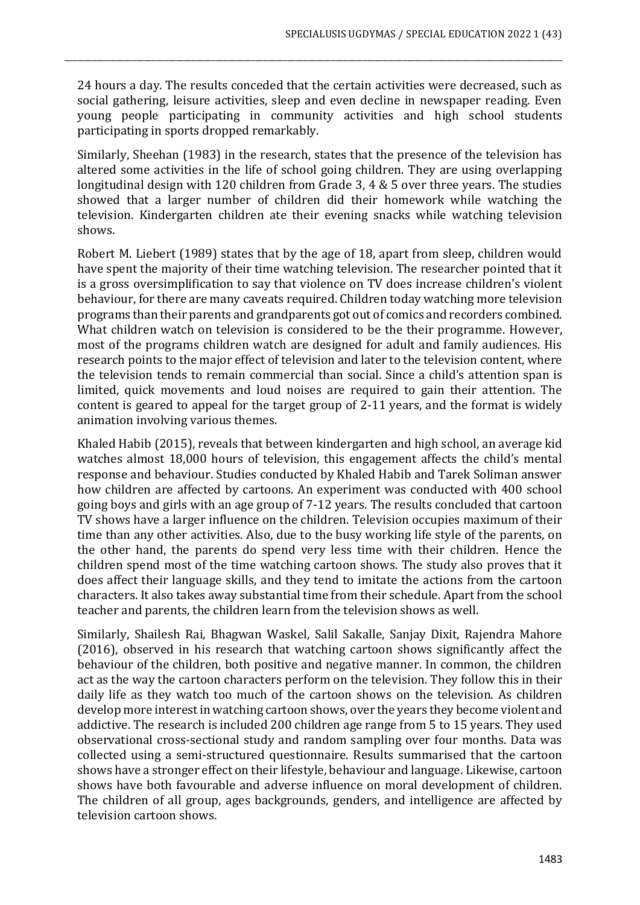24 hours a day. The results conceded that the certain activities were decreased, such as social gathering, leisure activities, sleep and even decline in newspaper reading. Even young people participating in community activities and high school students participating in sports dropped remarkably.

Similarly, Sheehan (1983) in the research, states that the presence of the television has altered some activities in the life of school going children. They are using overlapping longitudinal design with 120 children from Grade 3, 4 & 5 over three years. The studies showed that a larger number of children did their homework while watching the television. Kindergarten children ate their evening snacks while watching television shows.

Robert M. Liebert (1989) states that by the age of 18, apart from sleep, children would have spent the majority of their time watching television. The researcher pointed that it is a gross oversimplification to say that violence on TV does increase children's violent behaviour, for there are many caveats required. Children today watching more television programs than their parents and grandparents got out of comics and recorders combined. What children watch on television is considered to be the their programme. However, most of the programs children watch are designed for adult and family audiences. His research points to the major effect of television and later to the television content, where the television tends to remain commercial than social. Since a child's attention span is limited, quick movements and loud noises are required to gain their attention. The content is geared to appeal for the target group of 2-11 years, and the format is widely animation involving various themes.

Khaled Habib (2015), reveals that between kindergarten and high school, an average kid watches almost 18,000 hours of television, this engagement affects the child's mental response and behaviour. Studies conducted by Khaled Habib and Tarek Soliman answer how children are affected by cartoons. An experiment was conducted with 400 school going boys and girls with an age group of 7-12 years. The results concluded that cartoon TV shows have a larger influence on the children. Television occupies maximum of their time than any other activities. Also, due to the busy working life style of the parents, on the other hand, the parents do spend very less time with their children. Hence the children spend most of the time watching cartoon shows. The study also proves that it does affect their language skills, and they tend to imitate the actions from the cartoon characters. It also takes away substantial time from their schedule. Apart from the school teacher and parents, the children learn from the television shows as well.

Similarly, Shailesh Rai, Bhagwan Waskel, Salil Sakalle, Sanjay Dixit, Rajendra Mahore (2016), observed in his research that watching cartoon shows significantly affect the behaviour of the children, both positive and negative manner. In common, the children act as the way the cartoon characters perform on the television. They follow this in their daily life as they watch too much of the cartoon shows on the television. As children develop more interest in watching cartoon shows, over the years they become violent and addictive. The research is included 200 children age range from 5 to 15 years. They used observational cross-sectional study and random sampling over four months. Data was collected using a semi-structured questionnaire. Results summarised that the cartoon shows have a stronger effect on their lifestyle, behaviour and language. Likewise, cartoon shows have both favourable and adverse influence on moral development of children. The children of all group, ages backgrounds, genders, and intelligence are affected by television cartoon shows.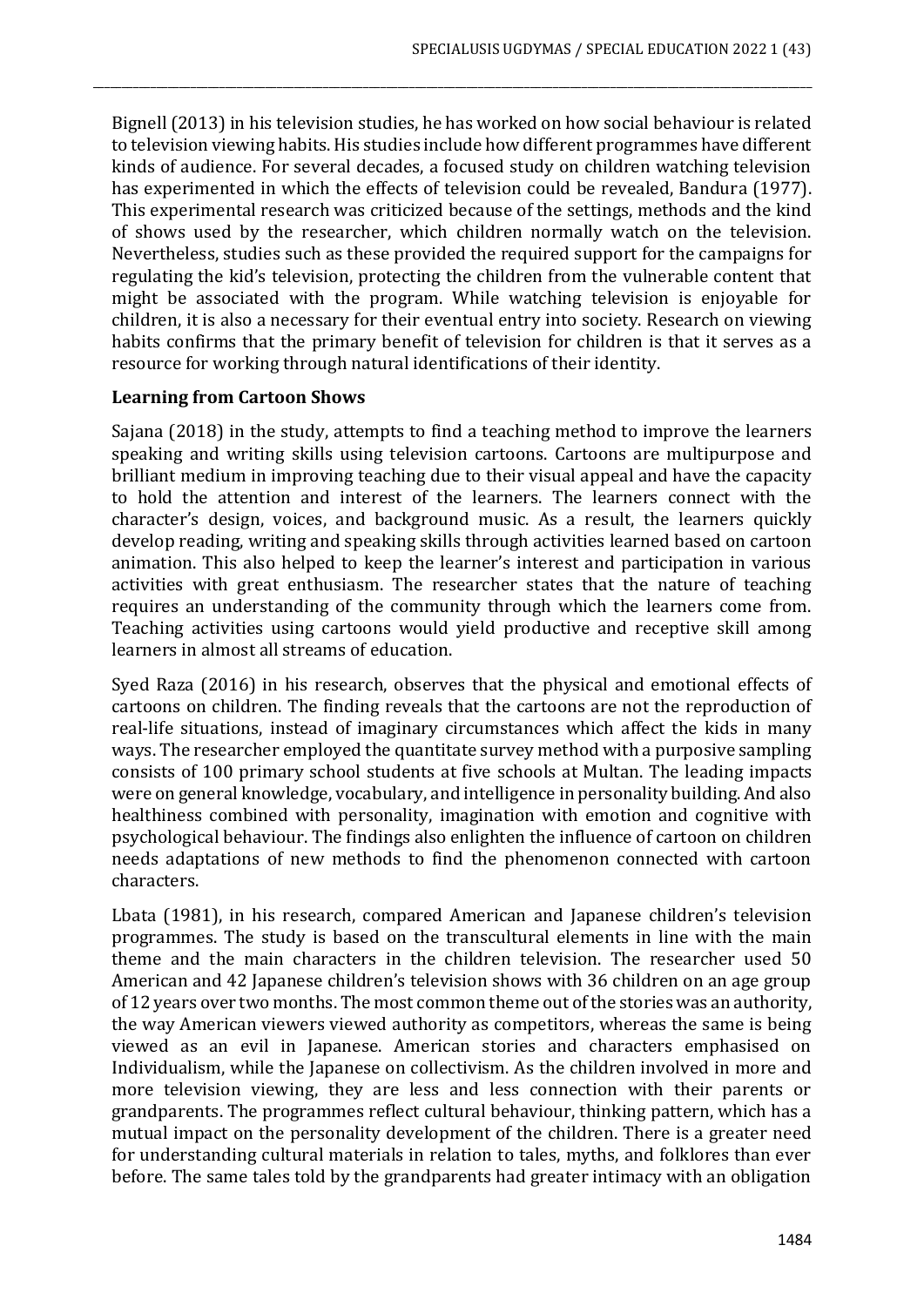Bignell (2013) in his television studies, he has worked on how social behaviour is related to television viewing habits. His studies include how different programmes have different kinds of audience. For several decades, a focused study on children watching television has experimented in which the effects of television could be revealed, Bandura (1977). This experimental research was criticized because of the settings, methods and the kind of shows used by the researcher, which children normally watch on the television. Nevertheless, studies such as these provided the required support for the campaigns for regulating the kid's television, protecting the children from the vulnerable content that might be associated with the program. While watching television is enjoyable for children, it is also a necessary for their eventual entry into society. Research on viewing habits confirms that the primary benefit of television for children is that it serves as a resource for working through natural identifications of their identity.

**Learning from Cartoon Shows**

Sajana (2018) in the study, attempts to find a teaching method to improve the learners speaking and writing skills using television cartoons. Cartoons are multipurpose and brilliant medium in improving teaching due to their visual appeal and have the capacity to hold the attention and interest of the learners. The learners connect with the character's design, voices, and background music. As a result, the learners quickly develop reading, writing and speaking skills through activities learned based on cartoon animation. This also helped to keep the learner's interest and participation in various activities with great enthusiasm. The researcher states that the nature of teaching requires an understanding of the community through which the learners come from. Teaching activities using cartoons would yield productive and receptive skill among learners in almost all streams of education.

Syed Raza (2016) in his research, observes that the physical and emotional effects of cartoons on children. The finding reveals that the cartoons are not the reproduction of real-life situations, instead of imaginary circumstances which affect the kids in many ways. The researcher employed the quantitate survey method with a purposive sampling consists of 100 primary school students at five schools at Multan. The leading impacts were on general knowledge, vocabulary, and intelligence in personality building. And also healthiness combined with personality, imagination with emotion and cognitive with psychological behaviour. The findings also enlighten the influence of cartoon on children needs adaptations of new methods to find the phenomenon connected with cartoon characters.

Lbata (1981), in his research, compared American and Japanese children's television programmes. The study is based on the transcultural elements in line with the main theme and the main characters in the children television. The researcher used 50 American and 42 Japanese children's television shows with 36 children on an age group of 12 years over two months. The most common theme out of the stories was an authority, the way American viewers viewed authority as competitors, whereas the same is being viewed as an evil in Japanese. American stories and characters emphasised on Individualism, while the Japanese on collectivism. As the children involved in more and more television viewing, they are less and less connection with their parents or grandparents. The programmes reflect cultural behaviour, thinking pattern, which has a mutual impact on the personality development of the children. There is a greater need for understanding cultural materials in relation to tales, myths, and folklores than ever before. The same tales told by the grandparents had greater intimacy with an obligation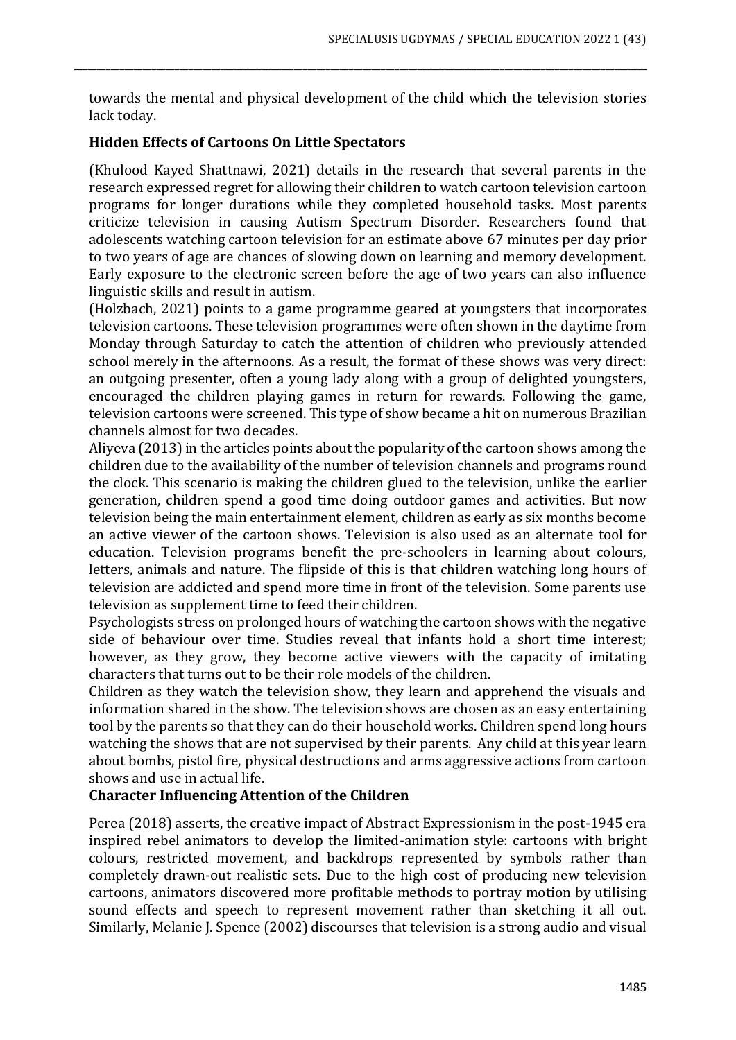towards the mental and physical development of the child which the television stories lack today.

**Hidden Effects of Cartoons On Little Spectators**

(Khulood Kayed Shattnawi, 2021) details in the research that several parents in the research expressed regret for allowing their children to watch cartoon television cartoon programs for longer durations while they completed household tasks. Most parents criticize television in causing Autism Spectrum Disorder. Researchers found that adolescents watching cartoon television for an estimate above 67 minutes per day prior to two years of age are chances of slowing down on learning and memory development. Early exposure to the electronic screen before the age of two years can also influence linguistic skills and result in autism.

(Holzbach, 2021) points to a game programme geared at youngsters that incorporates television cartoons. These television programmes were often shown in the daytime from Monday through Saturday to catch the attention of children who previously attended school merely in the afternoons. As a result, the format of these shows was very direct: an outgoing presenter, often a young lady along with a group of delighted youngsters, encouraged the children playing games in return for rewards. Following the game, television cartoons were screened. This type of show became a hit on numerous Brazilian channels almost for two decades.

Aliyeva (2013) in the articles points about the popularity of the cartoon shows among the children due to the availability of the number of television channels and programs round the clock. This scenario is making the children glued to the television, unlike the earlier generation, children spend a good time doing outdoor games and activities. But now television being the main entertainment element, children as early as six months become an active viewer of the cartoon shows. Television is also used as an alternate tool for education. Television programs benefit the pre-schoolers in learning about colours, letters, animals and nature. The flipside of this is that children watching long hours of television are addicted and spend more time in front of the television. Some parents use television as supplement time to feed their children.

Psychologists stress on prolonged hours of watching the cartoon shows with the negative side of behaviour over time. Studies reveal that infants hold a short time interest; however, as they grow, they become active viewers with the capacity of imitating characters that turns out to be their role models of the children.

Children as they watch the television show, they learn and apprehend the visuals and information shared in the show. The television shows are chosen as an easy entertaining tool by the parents so that they can do their household works. Children spend long hours watching the shows that are not supervised by their parents. Any child at this year learn about bombs, pistol fire, physical destructions and arms aggressive actions from cartoon shows and use in actual life.

**Character Influencing Attention of the Children**

Perea (2018) asserts, the creative impact of Abstract Expressionism in the post-1945 era inspired rebel animators to develop the limited-animation style: cartoons with bright colours, restricted movement, and backdrops represented by symbols rather than completely drawn-out realistic sets. Due to the high cost of producing new television cartoons, animators discovered more profitable methods to portray motion by utilising sound effects and speech to represent movement rather than sketching it all out. Similarly, Melanie J. Spence (2002) discourses that television is a strong audio and visual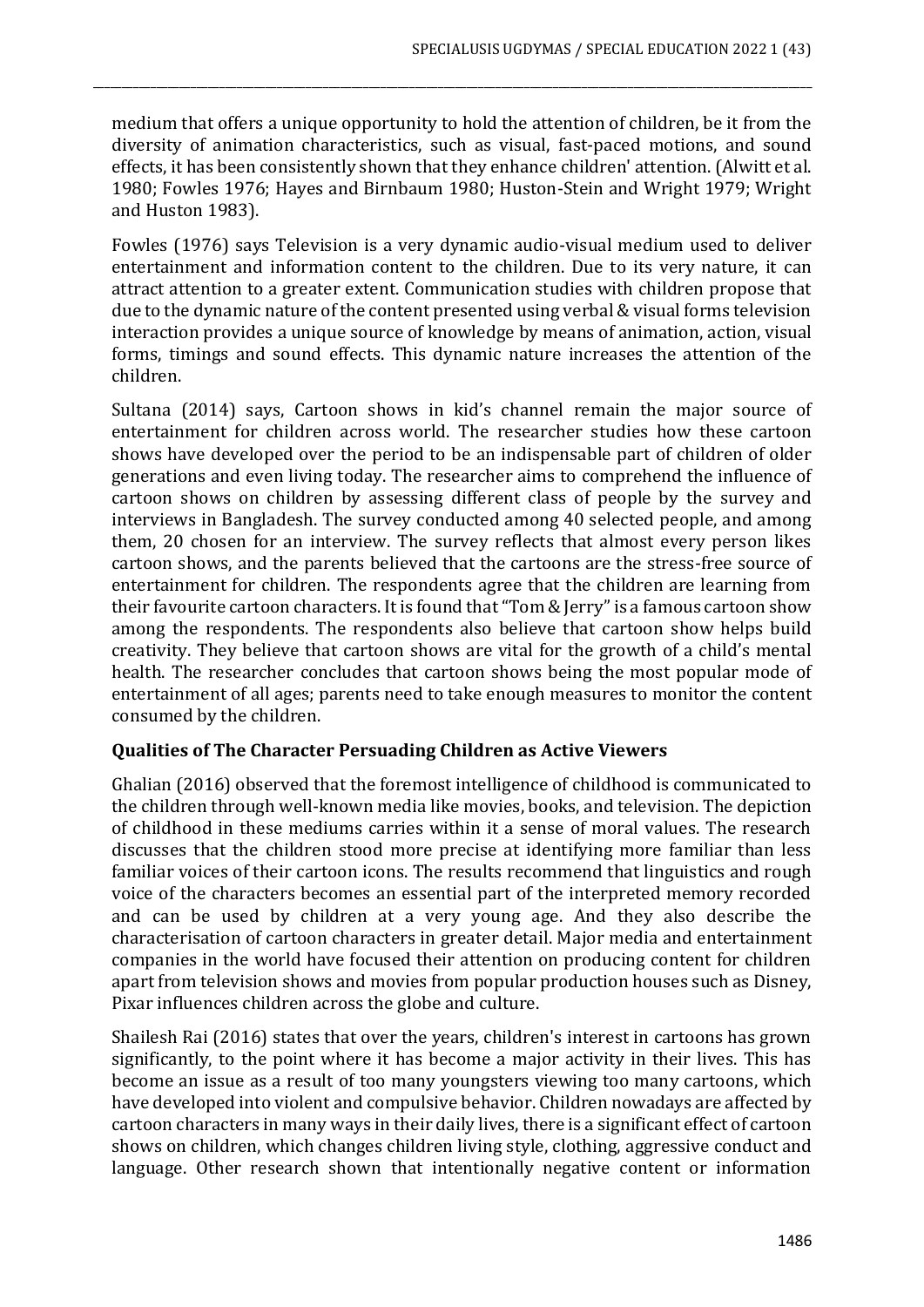medium that offers a unique opportunity to hold the attention of children, be it from the diversity of animation characteristics, such as visual, fast-paced motions, and sound effects, it has been consistently shown that they enhance children' attention. (Alwitt et al. 1980; Fowles 1976; Hayes and Birnbaum 1980; Huston-Stein and Wright 1979; Wright and Huston 1983).

Fowles (1976) says Television is a very dynamic audio-visual medium used to deliver entertainment and information content to the children. Due to its very nature, it can attract attention to a greater extent. Communication studies with children propose that due to the dynamic nature of the content presented using verbal & visual forms television interaction provides a unique source of knowledge by means of animation, action, visual forms, timings and sound effects. This dynamic nature increases the attention of the children.

Sultana (2014) says, Cartoon shows in kid's channel remain the major source of entertainment for children across world. The researcher studies how these cartoon shows have developed over the period to be an indispensable part of children of older generations and even living today. The researcher aims to comprehend the influence of cartoon shows on children by assessing different class of people by the survey and interviews in Bangladesh. The survey conducted among 40 selected people, and among them, 20 chosen for an interview. The survey reflects that almost every person likes cartoon shows, and the parents believed that the cartoons are the stress-free source of entertainment for children. The respondents agree that the children are learning from their favourite cartoon characters. It is found that "Tom & Jerry" is a famous cartoon show among the respondents. The respondents also believe that cartoon show helps build creativity. They believe that cartoon shows are vital for the growth of a child's mental health. The researcher concludes that cartoon shows being the most popular mode of entertainment of all ages; parents need to take enough measures to monitor the content consumed by the children.

**Qualities of The Character Persuading Children as Active Viewers**

Ghalian (2016) observed that the foremost intelligence of childhood is communicated to the children through well-known media like movies, books, and television. The depiction of childhood in these mediums carries within it a sense of moral values. The research discusses that the children stood more precise at identifying more familiar than less familiar voices of their cartoon icons. The results recommend that linguistics and rough voice of the characters becomes an essential part of the interpreted memory recorded and can be used by children at a very young age. And they also describe the characterisation of cartoon characters in greater detail. Major media and entertainment companies in the world have focused their attention on producing content for children apart from television shows and movies from popular production houses such as Disney, Pixar influences children across the globe and culture.

Shailesh Rai (2016) states that over the years, children's interest in cartoons has grown significantly, to the point where it has become a major activity in their lives. This has become an issue as a result of too many youngsters viewing too many cartoons, which have developed into violent and compulsive behavior. Children nowadays are affected by cartoon characters in many ways in their daily lives, there is a significant effect of cartoon shows on children, which changes children living style, clothing, aggressive conduct and language. Other research shown that intentionally negative content or information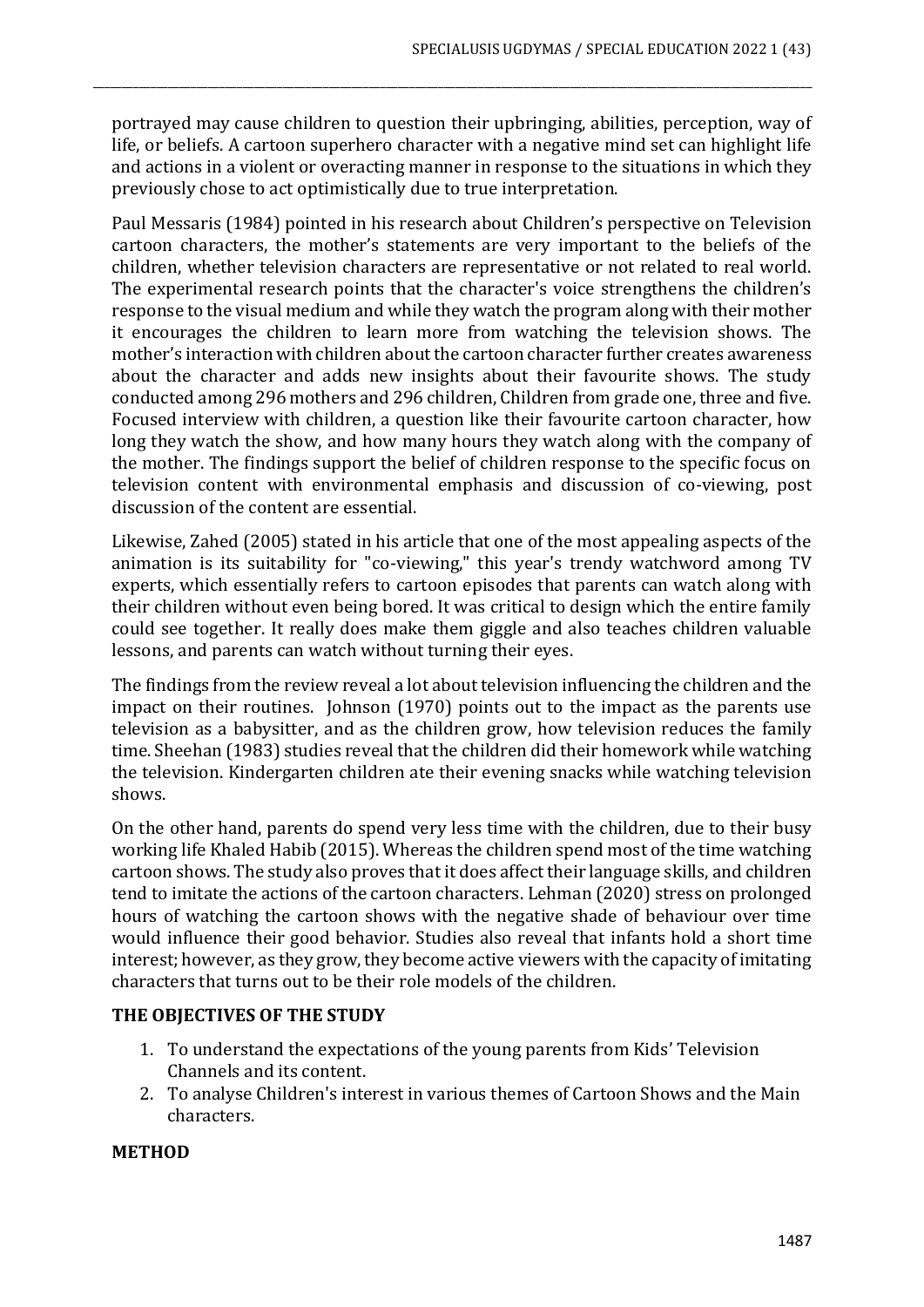portrayed may cause children to question their upbringing, abilities, perception, way of life, or beliefs. A cartoon superhero character with a negative mind set can highlight life and actions in a violent or overacting manner in response to the situations in which they previously chose to act optimistically due to true interpretation.

Paul Messaris (1984) pointed in his research about Children's perspective on Television cartoon characters, the mother's statements are very important to the beliefs of the children, whether television characters are representative or not related to real world. The experimental research points that the character's voice strengthens the children's response to the visual medium and while they watch the program along with their mother it encourages the children to learn more from watching the television shows. The mother's interaction with children about the cartoon character further creates awareness about the character and adds new insights about their favourite shows. The study conducted among 296 mothers and 296 children, Children from grade one, three and five. Focused interview with children, a question like their favourite cartoon character, how long they watch the show, and how many hours they watch along with the company of the mother. The findings support the belief of children response to the specific focus on television content with environmental emphasis and discussion of co-viewing, post discussion of the content are essential.

Likewise, Zahed (2005) stated in his article that one of the most appealing aspects of the animation is its suitability for "co-viewing," this year's trendy watchword among TV experts, which essentially refers to cartoon episodes that parents can watch along with their children without even being bored. It was critical to design which the entire family could see together. It really does make them giggle and also teaches children valuable lessons, and parents can watch without turning their eyes.

The findings from the review reveal a lot about television influencing the children and the impact on their routines. Johnson (1970) points out to the impact as the parents use television as a babysitter, and as the children grow, how television reduces the family time. Sheehan (1983) studies reveal that the children did their homework while watching the television. Kindergarten children ate their evening snacks while watching television shows.

On the other hand, parents do spend very less time with the children, due to their busy working life Khaled Habib (2015). Whereas the children spend most of the time watching cartoon shows. The study also proves that it does affect their language skills, and children tend to imitate the actions of the cartoon characters. Lehman (2020) stress on prolonged hours of watching the cartoon shows with the negative shade of behaviour over time would influence their good behavior. Studies also reveal that infants hold a short time interest; however, as they grow, they become active viewers with the capacity of imitating characters that turns out to be their role models of the children.

## THE OBJECTIVES OF THE STUDY

1. To understand the expectations of the young parents from Kids' Television Channels and its content.
2. To analyse Children's interest in various themes of Cartoon Shows and the Main characters.

## METHOD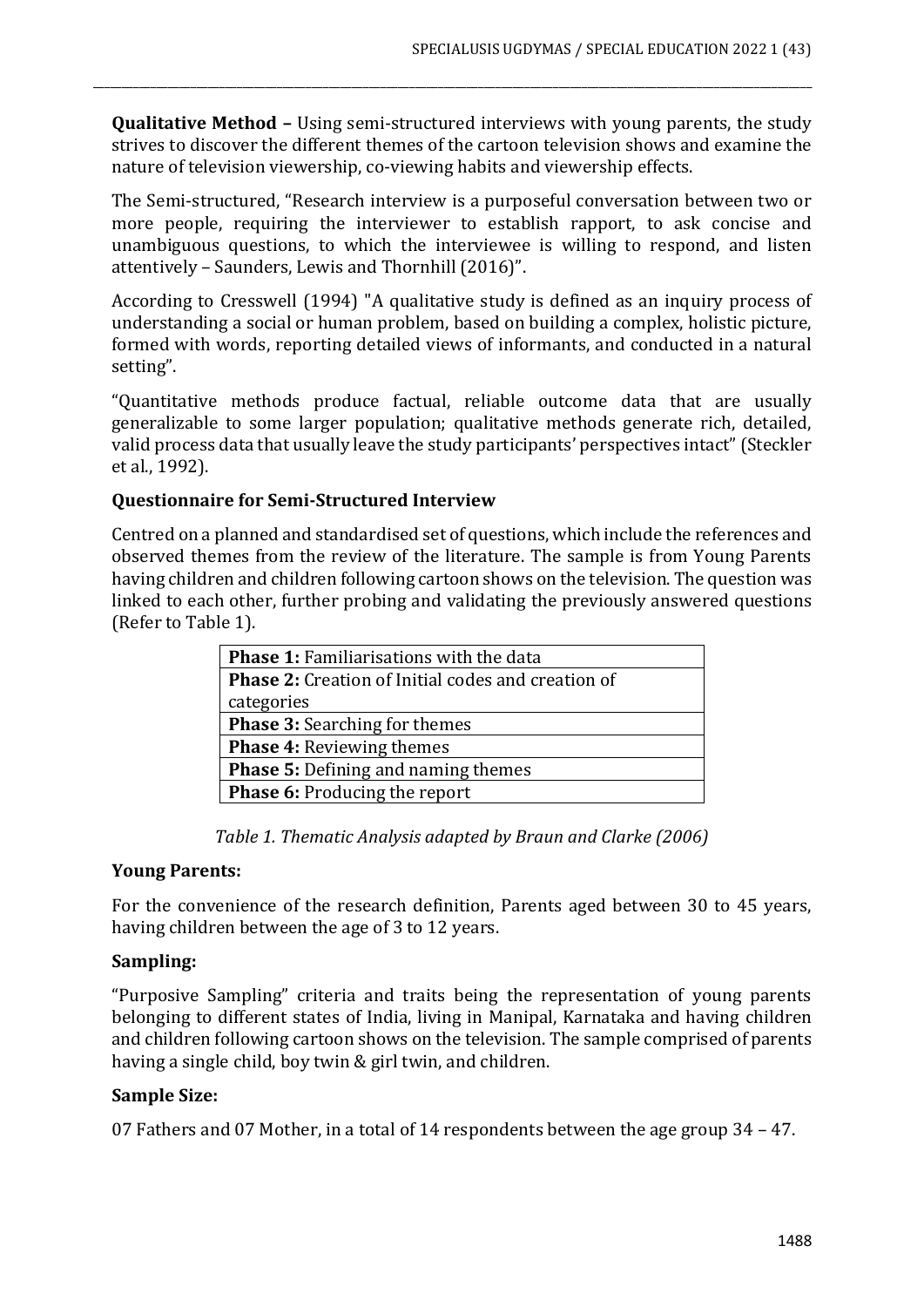**Qualitative Method –** Using semi-structured interviews with young parents, the study strives to discover the different themes of the cartoon television shows and examine the nature of television viewership, co-viewing habits and viewership effects.

The Semi-structured, "Research interview is a purposeful conversation between two or more people, requiring the interviewer to establish rapport, to ask concise and unambiguous questions, to which the interviewee is willing to respond, and listen attentively – Saunders, Lewis and Thornhill (2016)".

According to Cresswell (1994) "A qualitative study is defined as an inquiry process of understanding a social or human problem, based on building a complex, holistic picture, formed with words, reporting detailed views of informants, and conducted in a natural setting".

"Quantitative methods produce factual, reliable outcome data that are usually generalizable to some larger population; qualitative methods generate rich, detailed, valid process data that usually leave the study participants' perspectives intact" (Steckler et al., 1992).

**Questionnaire for Semi-Structured Interview**

Centred on a planned and standardised set of questions, which include the references and observed themes from the review of the literature. The sample is from Young Parents having children and children following cartoon shows on the television. The question was linked to each other, further probing and validating the previously answered questions (Refer to Table 1).

| **Phase 1:** Familiarisations with the data |
|---|
| **Phase 2:** Creation of Initial codes and creation of categories |
| **Phase 3:** Searching for themes |
| **Phase 4:** Reviewing themes |
| **Phase 5:** Defining and naming themes |
| **Phase 6:** Producing the report |

*Table 1. Thematic Analysis adapted by Braun and Clarke (2006)*

**Young Parents:**

For the convenience of the research definition, Parents aged between 30 to 45 years, having children between the age of 3 to 12 years.

**Sampling:**

"Purposive Sampling" criteria and traits being the representation of young parents belonging to different states of India, living in Manipal, Karnataka and having children and children following cartoon shows on the television. The sample comprised of parents having a single child, boy twin & girl twin, and children.

**Sample Size:**

07 Fathers and 07 Mother, in a total of 14 respondents between the age group 34 – 47.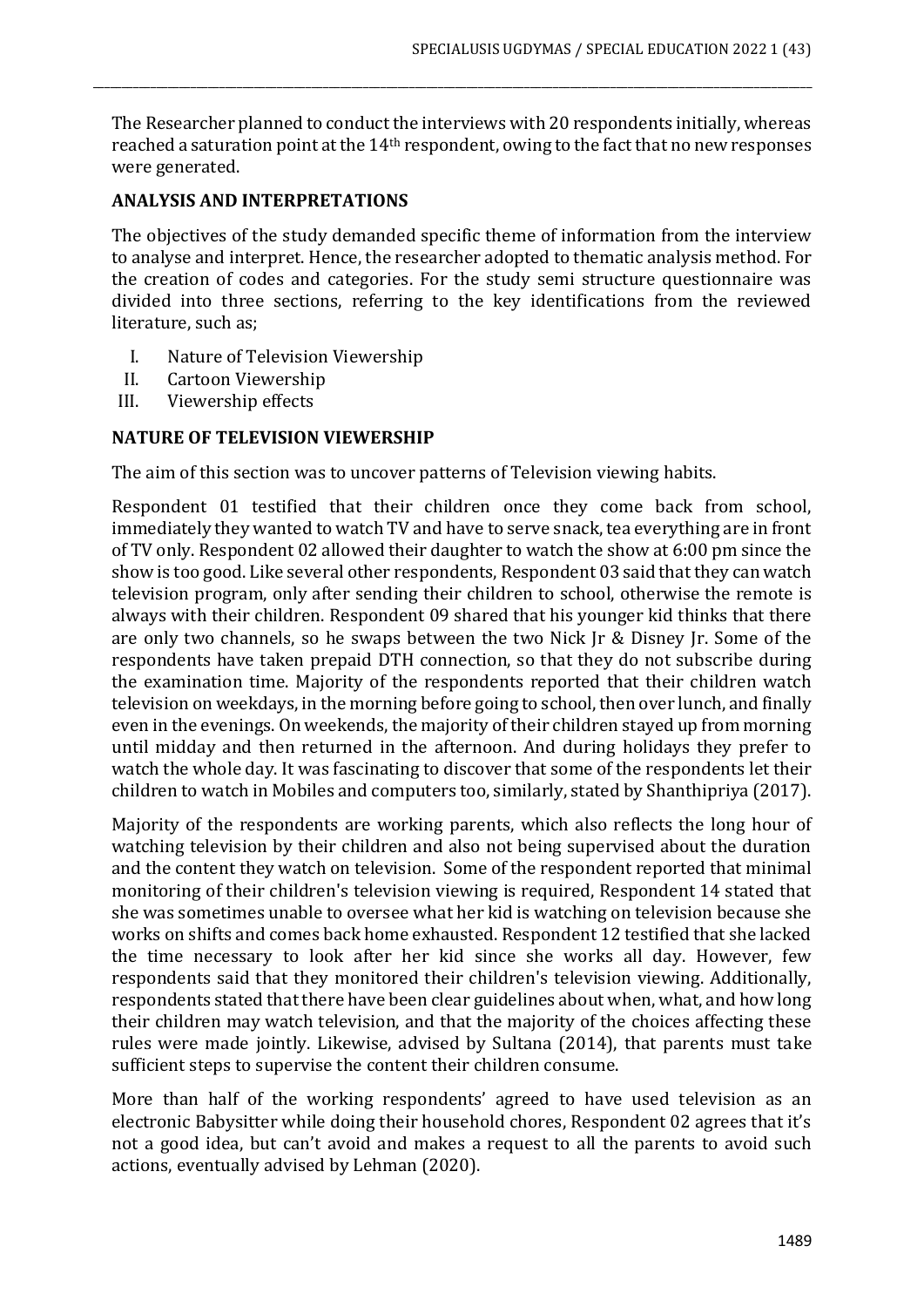The Researcher planned to conduct the interviews with 20 respondents initially, whereas reached a saturation point at the 14th respondent, owing to the fact that no new responses were generated.

## ANALYSIS AND INTERPRETATIONS

The objectives of the study demanded specific theme of information from the interview to analyse and interpret. Hence, the researcher adopted to thematic analysis method. For the creation of codes and categories. For the study semi structure questionnaire was divided into three sections, referring to the key identifications from the reviewed literature, such as;

I. Nature of Television Viewership
II. Cartoon Viewership
III. Viewership effects

## NATURE OF TELEVISION VIEWERSHIP

The aim of this section was to uncover patterns of Television viewing habits.

Respondent 01 testified that their children once they come back from school, immediately they wanted to watch TV and have to serve snack, tea everything are in front of TV only. Respondent 02 allowed their daughter to watch the show at 6:00 pm since the show is too good. Like several other respondents, Respondent 03 said that they can watch television program, only after sending their children to school, otherwise the remote is always with their children. Respondent 09 shared that his younger kid thinks that there are only two channels, so he swaps between the two Nick Jr & Disney Jr. Some of the respondents have taken prepaid DTH connection, so that they do not subscribe during the examination time. Majority of the respondents reported that their children watch television on weekdays, in the morning before going to school, then over lunch, and finally even in the evenings. On weekends, the majority of their children stayed up from morning until midday and then returned in the afternoon. And during holidays they prefer to watch the whole day. It was fascinating to discover that some of the respondents let their children to watch in Mobiles and computers too, similarly, stated by Shanthipriya (2017).

Majority of the respondents are working parents, which also reflects the long hour of watching television by their children and also not being supervised about the duration and the content they watch on television. Some of the respondent reported that minimal monitoring of their children's television viewing is required, Respondent 14 stated that she was sometimes unable to oversee what her kid is watching on television because she works on shifts and comes back home exhausted. Respondent 12 testified that she lacked the time necessary to look after her kid since she works all day. However, few respondents said that they monitored their children's television viewing. Additionally, respondents stated that there have been clear guidelines about when, what, and how long their children may watch television, and that the majority of the choices affecting these rules were made jointly. Likewise, advised by Sultana (2014), that parents must take sufficient steps to supervise the content their children consume.

More than half of the working respondents' agreed to have used television as an electronic Babysitter while doing their household chores, Respondent 02 agrees that it's not a good idea, but can't avoid and makes a request to all the parents to avoid such actions, eventually advised by Lehman (2020).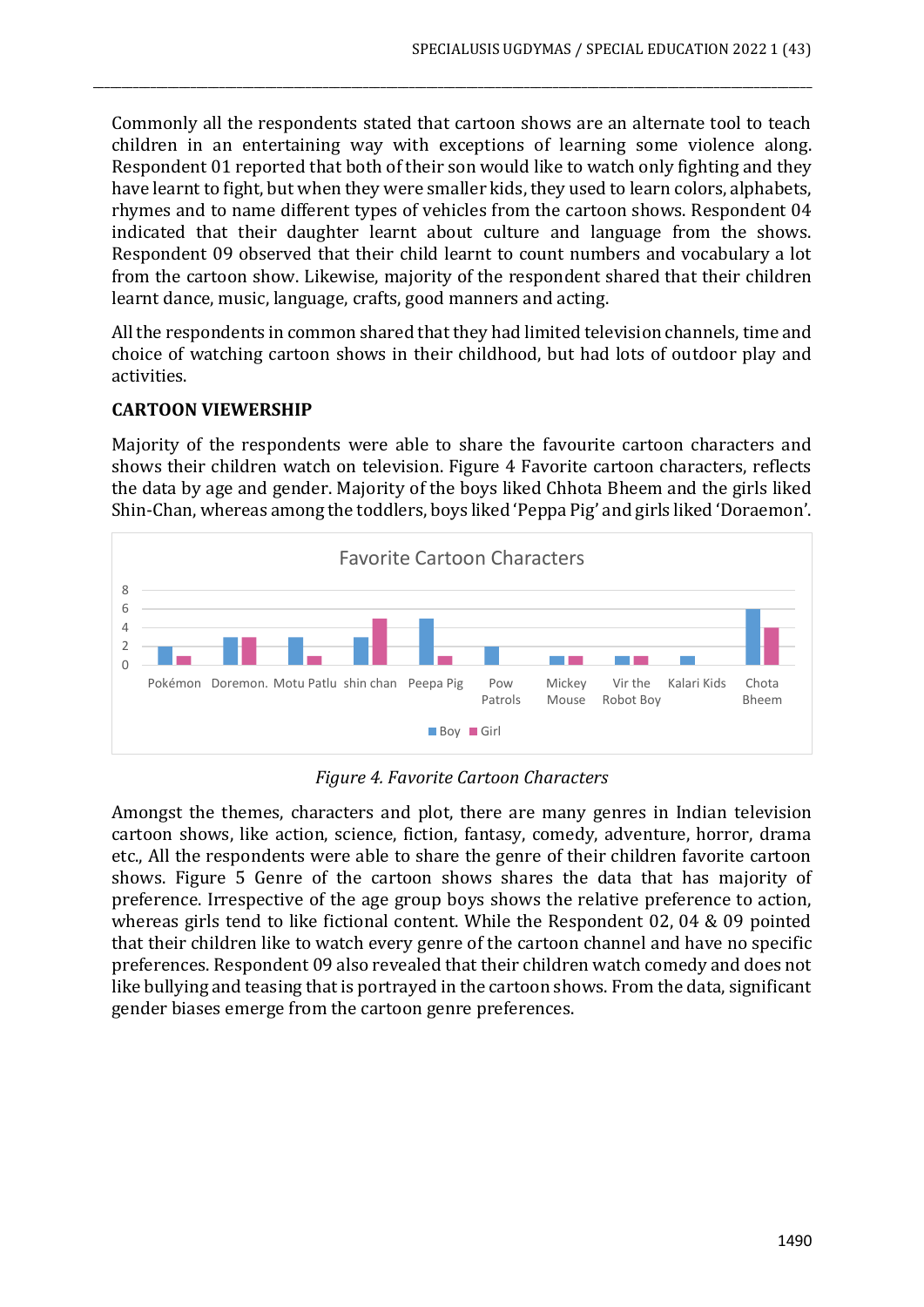Commonly all the respondents stated that cartoon shows are an alternate tool to teach children in an entertaining way with exceptions of learning some violence along. Respondent 01 reported that both of their son would like to watch only fighting and they have learnt to fight, but when they were smaller kids, they used to learn colors, alphabets, rhymes and to name different types of vehicles from the cartoon shows. Respondent 04 indicated that their daughter learnt about culture and language from the shows. Respondent 09 observed that their child learnt to count numbers and vocabulary a lot from the cartoon show. Likewise, majority of the respondent shared that their children learnt dance, music, language, crafts, good manners and acting.

All the respondents in common shared that they had limited television channels, time and choice of watching cartoon shows in their childhood, but had lots of outdoor play and activities.

## CARTOON VIEWERSHIP

Majority of the respondents were able to share the favourite cartoon characters and shows their children watch on television. Figure 4 Favorite cartoon characters, reflects the data by age and gender. Majority of the boys liked Chhota Bheem and the girls liked Shin-Chan, whereas among the toddlers, boys liked 'Peppa Pig' and girls liked 'Doraemon'.

Favorite Cartoon Characters

| | Pokémon | Doremon. | Motu Patlu | shin chan | Peepa Pig | Pow Patrols | Mickey Mouse | Vir the Robot Boy | Kalari Kids | Chota Bheem |
|---|---|---|---|---|---|---|---|---|---|---|
| Boy | 2 | 3 | 3 | 3 | 5 | 2 | 1 | 1 | 1 | 6 |
| Girl | 1 | 3 | 1 | 5 | 1 | 0 | 1 | 1 | 0 | 4 |

*Figure 4. Favorite Cartoon Characters*

Amongst the themes, characters and plot, there are many genres in Indian television cartoon shows, like action, science, fiction, fantasy, comedy, adventure, horror, drama etc., All the respondents were able to share the genre of their children favorite cartoon shows. Figure 5 Genre of the cartoon shows shares the data that has majority of preference. Irrespective of the age group boys shows the relative preference to action, whereas girls tend to like fictional content. While the Respondent 02, 04 & 09 pointed that their children like to watch every genre of the cartoon channel and have no specific preferences. Respondent 09 also revealed that their children watch comedy and does not like bullying and teasing that is portrayed in the cartoon shows. From the data, significant gender biases emerge from the cartoon genre preferences.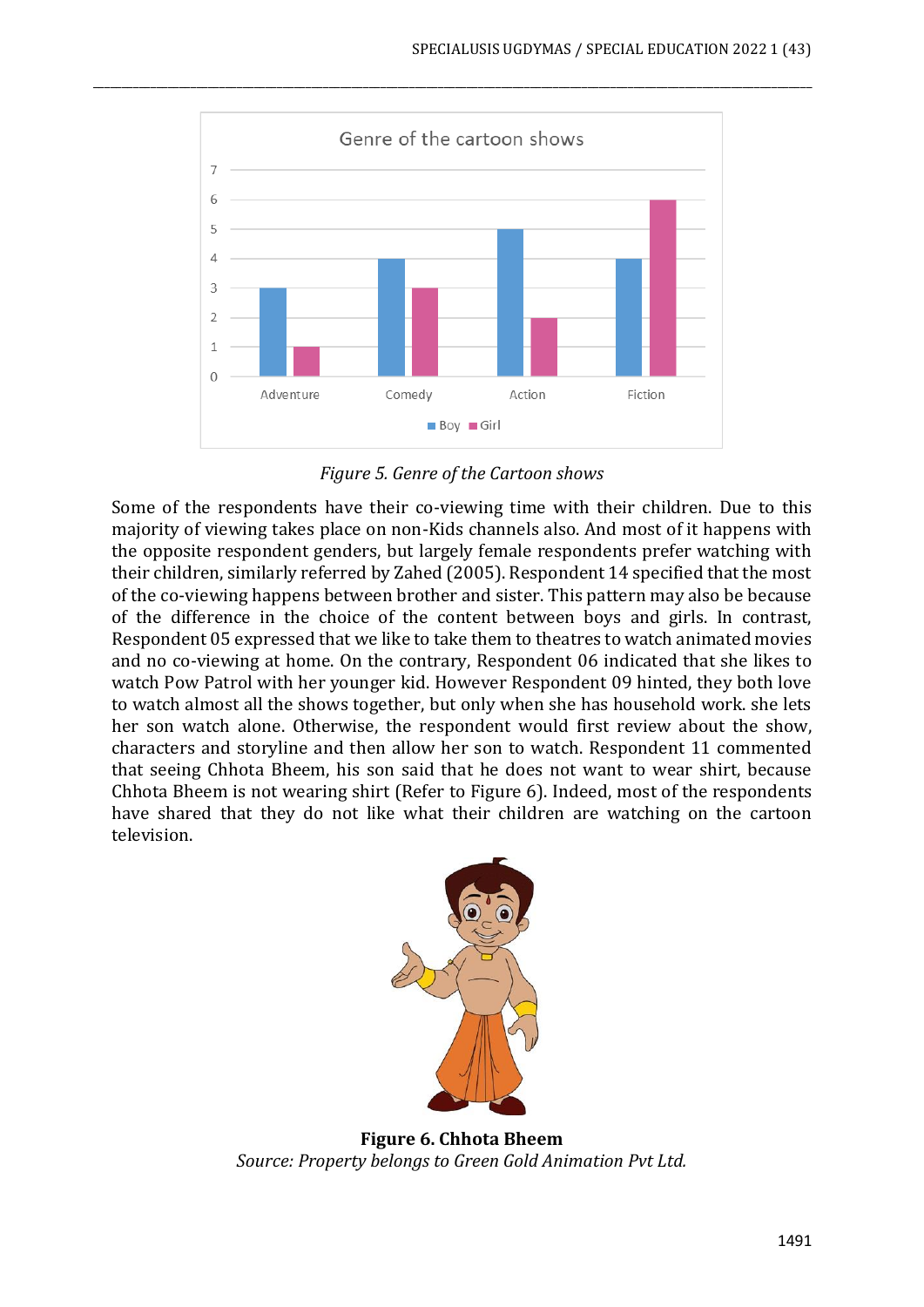*Figure 5. Genre of the Cartoon shows*

Some of the respondents have their co-viewing time with their children. Due to this majority of viewing takes place on non-Kids channels also. And most of it happens with the opposite respondent genders, but largely female respondents prefer watching with their children, similarly referred by Zahed (2005). Respondent 14 specified that the most of the co-viewing happens between brother and sister. This pattern may also be because of the difference in the choice of the content between boys and girls. In contrast, Respondent 05 expressed that we like to take them to theatres to watch animated movies and no co-viewing at home. On the contrary, Respondent 06 indicated that she likes to watch Pow Patrol with her younger kid. However Respondent 09 hinted, they both love to watch almost all the shows together, but only when she has household work. she lets her son watch alone. Otherwise, the respondent would first review about the show, characters and storyline and then allow her son to watch. Respondent 11 commented that seeing Chhota Bheem, his son said that he does not want to wear shirt, because Chhota Bheem is not wearing shirt (Refer to Figure 6). Indeed, most of the respondents have shared that they do not like what their children are watching on the cartoon television.

**Figure 6. Chhota Bheem**
*Source: Property belongs to Green Gold Animation Pvt Ltd.*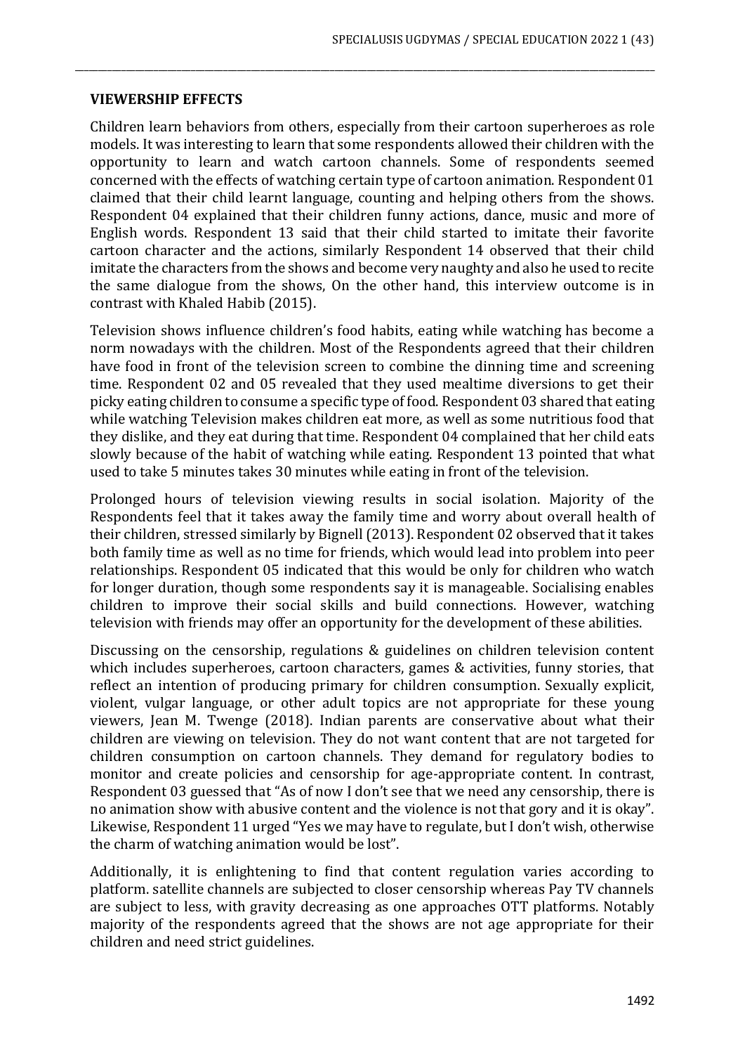**VIEWERSHIP EFFECTS**

Children learn behaviors from others, especially from their cartoon superheroes as role models. It was interesting to learn that some respondents allowed their children with the opportunity to learn and watch cartoon channels. Some of respondents seemed concerned with the effects of watching certain type of cartoon animation. Respondent 01 claimed that their child learnt language, counting and helping others from the shows. Respondent 04 explained that their children funny actions, dance, music and more of English words. Respondent 13 said that their child started to imitate their favorite cartoon character and the actions, similarly Respondent 14 observed that their child imitate the characters from the shows and become very naughty and also he used to recite the same dialogue from the shows, On the other hand, this interview outcome is in contrast with Khaled Habib (2015).

Television shows influence children's food habits, eating while watching has become a norm nowadays with the children. Most of the Respondents agreed that their children have food in front of the television screen to combine the dinning time and screening time. Respondent 02 and 05 revealed that they used mealtime diversions to get their picky eating children to consume a specific type of food. Respondent 03 shared that eating while watching Television makes children eat more, as well as some nutritious food that they dislike, and they eat during that time. Respondent 04 complained that her child eats slowly because of the habit of watching while eating. Respondent 13 pointed that what used to take 5 minutes takes 30 minutes while eating in front of the television.

Prolonged hours of television viewing results in social isolation. Majority of the Respondents feel that it takes away the family time and worry about overall health of their children, stressed similarly by Bignell (2013). Respondent 02 observed that it takes both family time as well as no time for friends, which would lead into problem into peer relationships. Respondent 05 indicated that this would be only for children who watch for longer duration, though some respondents say it is manageable. Socialising enables children to improve their social skills and build connections. However, watching television with friends may offer an opportunity for the development of these abilities.

Discussing on the censorship, regulations & guidelines on children television content which includes superheroes, cartoon characters, games & activities, funny stories, that reflect an intention of producing primary for children consumption. Sexually explicit, violent, vulgar language, or other adult topics are not appropriate for these young viewers, Jean M. Twenge (2018). Indian parents are conservative about what their children are viewing on television. They do not want content that are not targeted for children consumption on cartoon channels. They demand for regulatory bodies to monitor and create policies and censorship for age-appropriate content. In contrast, Respondent 03 guessed that "As of now I don't see that we need any censorship, there is no animation show with abusive content and the violence is not that gory and it is okay". Likewise, Respondent 11 urged "Yes we may have to regulate, but I don't wish, otherwise the charm of watching animation would be lost".

Additionally, it is enlightening to find that content regulation varies according to platform. satellite channels are subjected to closer censorship whereas Pay TV channels are subject to less, with gravity decreasing as one approaches OTT platforms. Notably majority of the respondents agreed that the shows are not age appropriate for their children and need strict guidelines.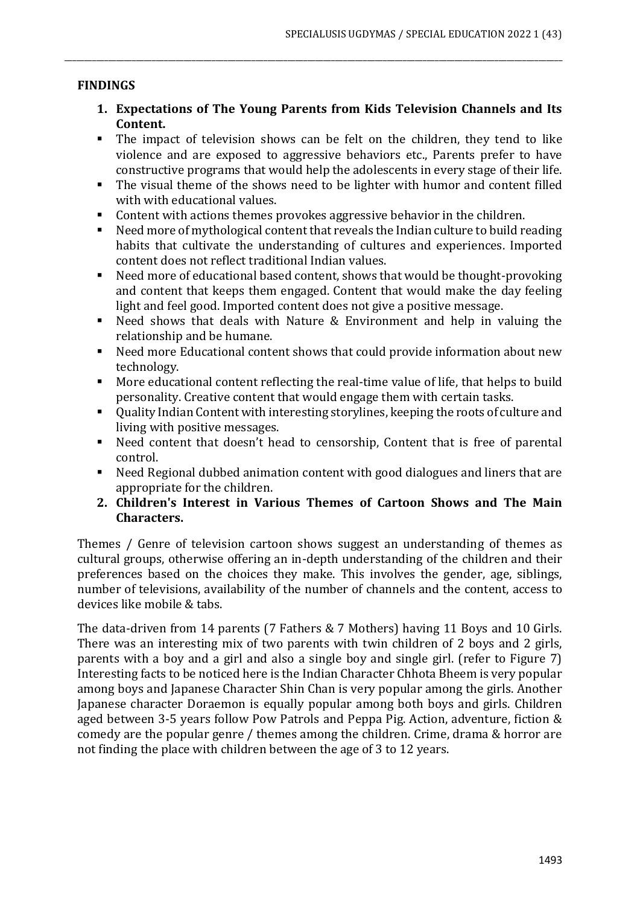## FINDINGS

1. **Expectations of The Young Parents from Kids Television Channels and Its Content.**

- The impact of television shows can be felt on the children, they tend to like violence and are exposed to aggressive behaviors etc., Parents prefer to have constructive programs that would help the adolescents in every stage of their life.
- The visual theme of the shows need to be lighter with humor and content filled with with educational values.
- Content with actions themes provokes aggressive behavior in the children.
- Need more of mythological content that reveals the Indian culture to build reading habits that cultivate the understanding of cultures and experiences. Imported content does not reflect traditional Indian values.
- Need more of educational based content, shows that would be thought-provoking and content that keeps them engaged. Content that would make the day feeling light and feel good. Imported content does not give a positive message.
- Need shows that deals with Nature & Environment and help in valuing the relationship and be humane.
- Need more Educational content shows that could provide information about new technology.
- More educational content reflecting the real-time value of life, that helps to build personality. Creative content that would engage them with certain tasks.
- Quality Indian Content with interesting storylines, keeping the roots of culture and living with positive messages.
- Need content that doesn't head to censorship, Content that is free of parental control.
- Need Regional dubbed animation content with good dialogues and liners that are appropriate for the children.

2. **Children's Interest in Various Themes of Cartoon Shows and The Main Characters.**

Themes / Genre of television cartoon shows suggest an understanding of themes as cultural groups, otherwise offering an in-depth understanding of the children and their preferences based on the choices they make. This involves the gender, age, siblings, number of televisions, availability of the number of channels and the content, access to devices like mobile & tabs.

The data-driven from 14 parents (7 Fathers & 7 Mothers) having 11 Boys and 10 Girls. There was an interesting mix of two parents with twin children of 2 boys and 2 girls, parents with a boy and a girl and also a single boy and single girl. (refer to Figure 7) Interesting facts to be noticed here is the Indian Character Chhota Bheem is very popular among boys and Japanese Character Shin Chan is very popular among the girls. Another Japanese character Doraemon is equally popular among both boys and girls. Children aged between 3-5 years follow Pow Patrols and Peppa Pig. Action, adventure, fiction & comedy are the popular genre / themes among the children. Crime, drama & horror are not finding the place with children between the age of 3 to 12 years.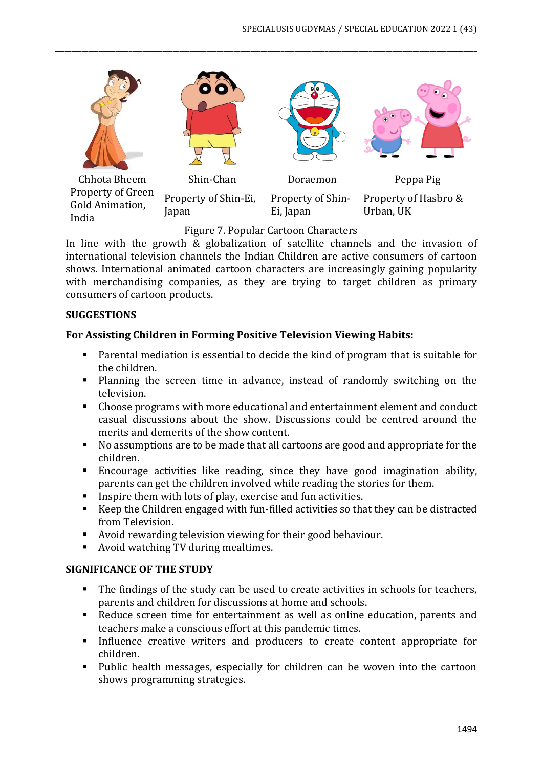Chhota Bheem Property of Green Gold Animation, India

Shin-Chan Property of Shin-Ei, Japan

Doraemon Property of Shin-Ei, Japan

Peppa Pig Property of Hasbro & Urban, UK

Figure 7. Popular Cartoon Characters

In line with the growth & globalization of satellite channels and the invasion of international television channels the Indian Children are active consumers of cartoon shows. International animated cartoon characters are increasingly gaining popularity with merchandising companies, as they are trying to target children as primary consumers of cartoon products.

## SUGGESTIONS

### For Assisting Children in Forming Positive Television Viewing Habits:

- Parental mediation is essential to decide the kind of program that is suitable for the children.
- Planning the screen time in advance, instead of randomly switching on the television.
- Choose programs with more educational and entertainment element and conduct casual discussions about the show. Discussions could be centred around the merits and demerits of the show content.
- No assumptions are to be made that all cartoons are good and appropriate for the children.
- Encourage activities like reading, since they have good imagination ability, parents can get the children involved while reading the stories for them.
- Inspire them with lots of play, exercise and fun activities.
- Keep the Children engaged with fun-filled activities so that they can be distracted from Television.
- Avoid rewarding television viewing for their good behaviour.
- Avoid watching TV during mealtimes.

## SIGNIFICANCE OF THE STUDY

- The findings of the study can be used to create activities in schools for teachers, parents and children for discussions at home and schools.
- Reduce screen time for entertainment as well as online education, parents and teachers make a conscious effort at this pandemic times.
- Influence creative writers and producers to create content appropriate for children.
- Public health messages, especially for children can be woven into the cartoon shows programming strategies.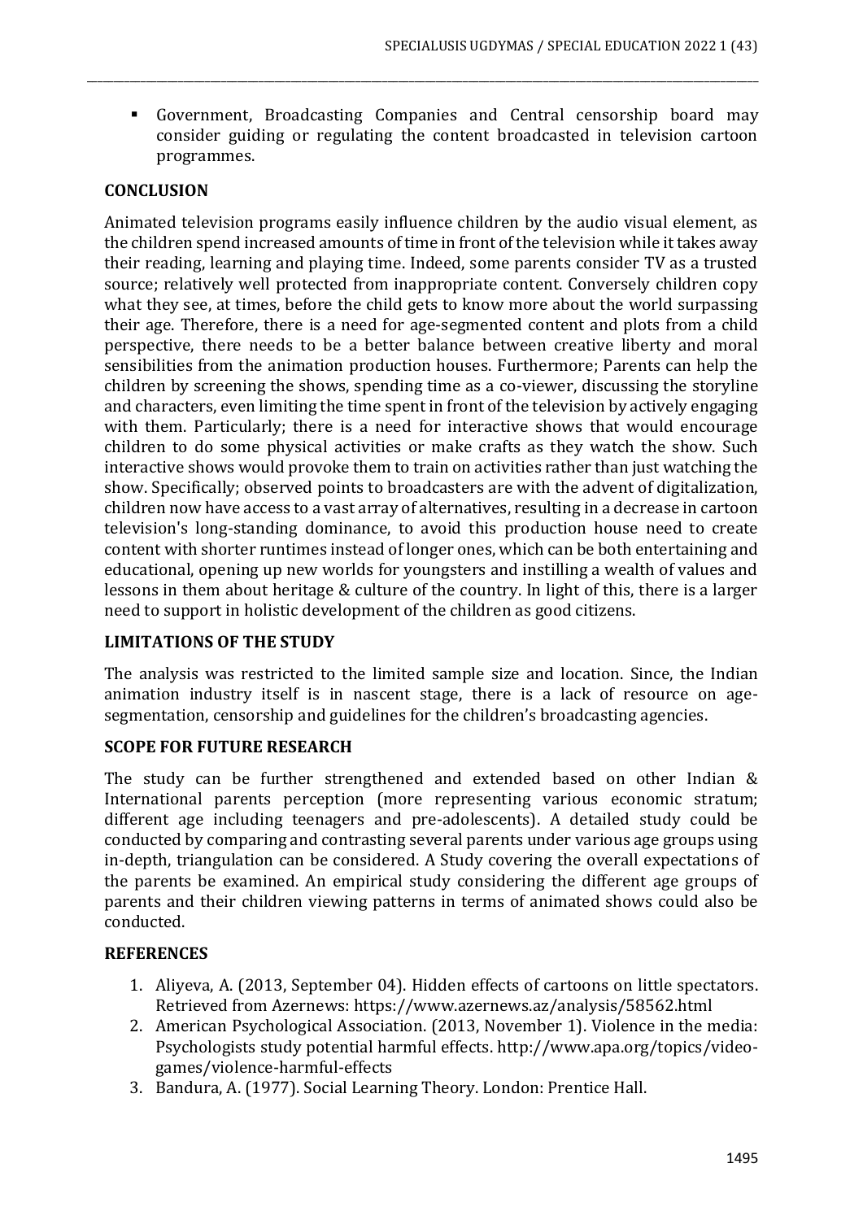- Government, Broadcasting Companies and Central censorship board may consider guiding or regulating the content broadcasted in television cartoon programmes.

## CONCLUSION

Animated television programs easily influence children by the audio visual element, as the children spend increased amounts of time in front of the television while it takes away their reading, learning and playing time. Indeed, some parents consider TV as a trusted source; relatively well protected from inappropriate content. Conversely children copy what they see, at times, before the child gets to know more about the world surpassing their age. Therefore, there is a need for age-segmented content and plots from a child perspective, there needs to be a better balance between creative liberty and moral sensibilities from the animation production houses. Furthermore; Parents can help the children by screening the shows, spending time as a co-viewer, discussing the storyline and characters, even limiting the time spent in front of the television by actively engaging with them. Particularly; there is a need for interactive shows that would encourage children to do some physical activities or make crafts as they watch the show. Such interactive shows would provoke them to train on activities rather than just watching the show. Specifically; observed points to broadcasters are with the advent of digitalization, children now have access to a vast array of alternatives, resulting in a decrease in cartoon television's long-standing dominance, to avoid this production house need to create content with shorter runtimes instead of longer ones, which can be both entertaining and educational, opening up new worlds for youngsters and instilling a wealth of values and lessons in them about heritage & culture of the country. In light of this, there is a larger need to support in holistic development of the children as good citizens.

## LIMITATIONS OF THE STUDY

The analysis was restricted to the limited sample size and location. Since, the Indian animation industry itself is in nascent stage, there is a lack of resource on age-segmentation, censorship and guidelines for the children's broadcasting agencies.

## SCOPE FOR FUTURE RESEARCH

The study can be further strengthened and extended based on other Indian & International parents perception (more representing various economic stratum; different age including teenagers and pre-adolescents). A detailed study could be conducted by comparing and contrasting several parents under various age groups using in-depth, triangulation can be considered. A Study covering the overall expectations of the parents be examined. An empirical study considering the different age groups of parents and their children viewing patterns in terms of animated shows could also be conducted.

## REFERENCES

1. Aliyeva, A. (2013, September 04). Hidden effects of cartoons on little spectators. Retrieved from Azernews: https://www.azernews.az/analysis/58562.html
2. American Psychological Association. (2013, November 1). Violence in the media: Psychologists study potential harmful effects. http://www.apa.org/topics/video-games/violence-harmful-effects
3. Bandura, A. (1977). Social Learning Theory. London: Prentice Hall.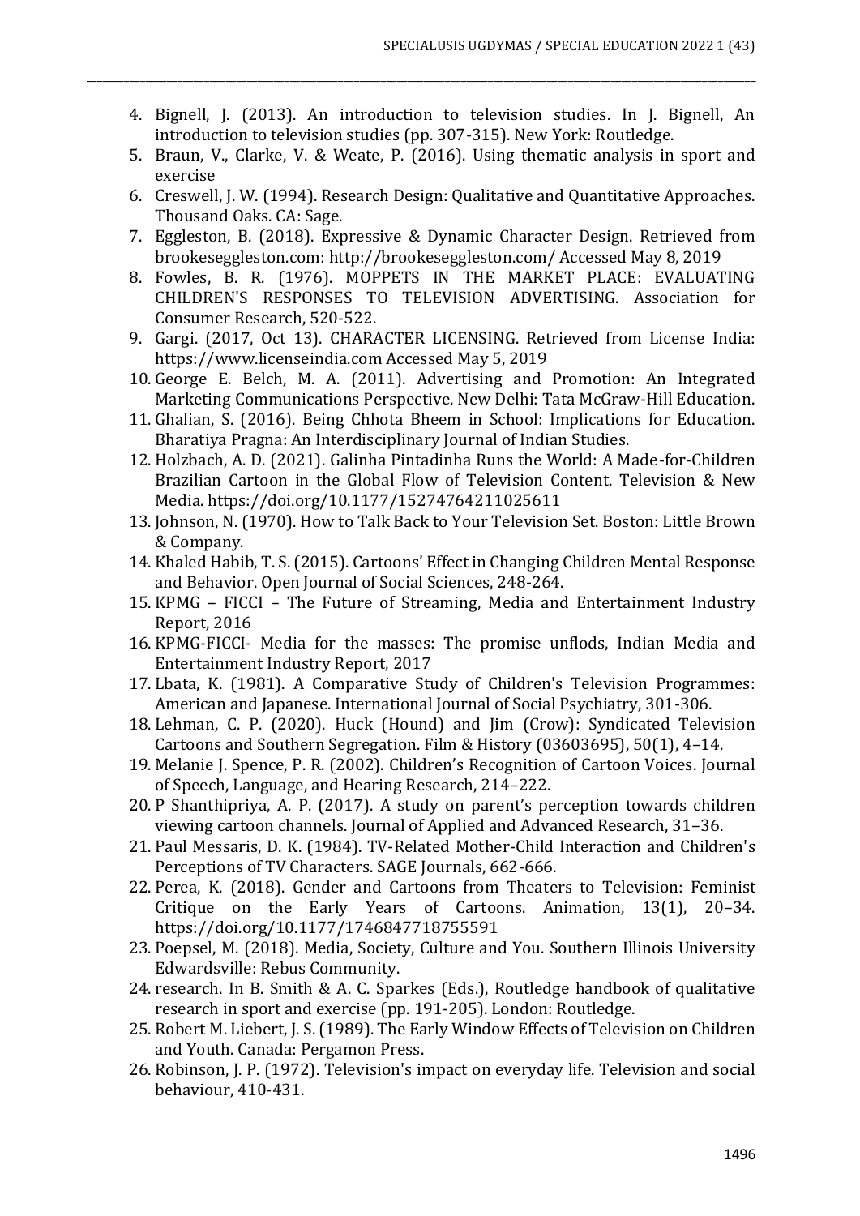4. Bignell, J. (2013). An introduction to television studies. In J. Bignell, An introduction to television studies (pp. 307-315). New York: Routledge.
5. Braun, V., Clarke, V. & Weate, P. (2016). Using thematic analysis in sport and exercise
6. Creswell, J. W. (1994). Research Design: Qualitative and Quantitative Approaches. Thousand Oaks. CA: Sage.
7. Eggleston, B. (2018). Expressive & Dynamic Character Design. Retrieved from brookeseggleston.com: http://brookeseggleston.com/ Accessed May 8, 2019
8. Fowles, B. R. (1976). MOPPETS IN THE MARKET PLACE: EVALUATING CHILDREN'S RESPONSES TO TELEVISION ADVERTISING. Association for Consumer Research, 520-522.
9. Gargi. (2017, Oct 13). CHARACTER LICENSING. Retrieved from License India: https://www.licenseindia.com Accessed May 5, 2019
10. George E. Belch, M. A. (2011). Advertising and Promotion: An Integrated Marketing Communications Perspective. New Delhi: Tata McGraw-Hill Education.
11. Ghalian, S. (2016). Being Chhota Bheem in School: Implications for Education. Bharatiya Pragna: An Interdisciplinary Journal of Indian Studies.
12. Holzbach, A. D. (2021). Galinha Pintadinha Runs the World: A Made-for-Children Brazilian Cartoon in the Global Flow of Television Content. Television & New Media. https://doi.org/10.1177/15274764211025611
13. Johnson, N. (1970). How to Talk Back to Your Television Set. Boston: Little Brown & Company.
14. Khaled Habib, T. S. (2015). Cartoons' Effect in Changing Children Mental Response and Behavior. Open Journal of Social Sciences, 248-264.
15. KPMG – FICCI – The Future of Streaming, Media and Entertainment Industry Report, 2016
16. KPMG-FICCI- Media for the masses: The promise unflods, Indian Media and Entertainment Industry Report, 2017
17. Lbata, K. (1981). A Comparative Study of Children's Television Programmes: American and Japanese. International Journal of Social Psychiatry, 301-306.
18. Lehman, C. P. (2020). Huck (Hound) and Jim (Crow): Syndicated Television Cartoons and Southern Segregation. Film & History (03603695), 50(1), 4–14.
19. Melanie J. Spence, P. R. (2002). Children's Recognition of Cartoon Voices. Journal of Speech, Language, and Hearing Research, 214–222.
20. P Shanthipriya, A. P. (2017). A study on parent's perception towards children viewing cartoon channels. Journal of Applied and Advanced Research, 31–36.
21. Paul Messaris, D. K. (1984). TV-Related Mother-Child Interaction and Children's Perceptions of TV Characters. SAGE Journals, 662-666.
22. Perea, K. (2018). Gender and Cartoons from Theaters to Television: Feminist Critique on the Early Years of Cartoons. Animation, 13(1), 20–34. https://doi.org/10.1177/1746847718755591
23. Poepsel, M. (2018). Media, Society, Culture and You. Southern Illinois University Edwardsville: Rebus Community.
24. research. In B. Smith & A. C. Sparkes (Eds.), Routledge handbook of qualitative research in sport and exercise (pp. 191-205). London: Routledge.
25. Robert M. Liebert, J. S. (1989). The Early Window Effects of Television on Children and Youth. Canada: Pergamon Press.
26. Robinson, J. P. (1972). Television's impact on everyday life. Television and social behaviour, 410-431.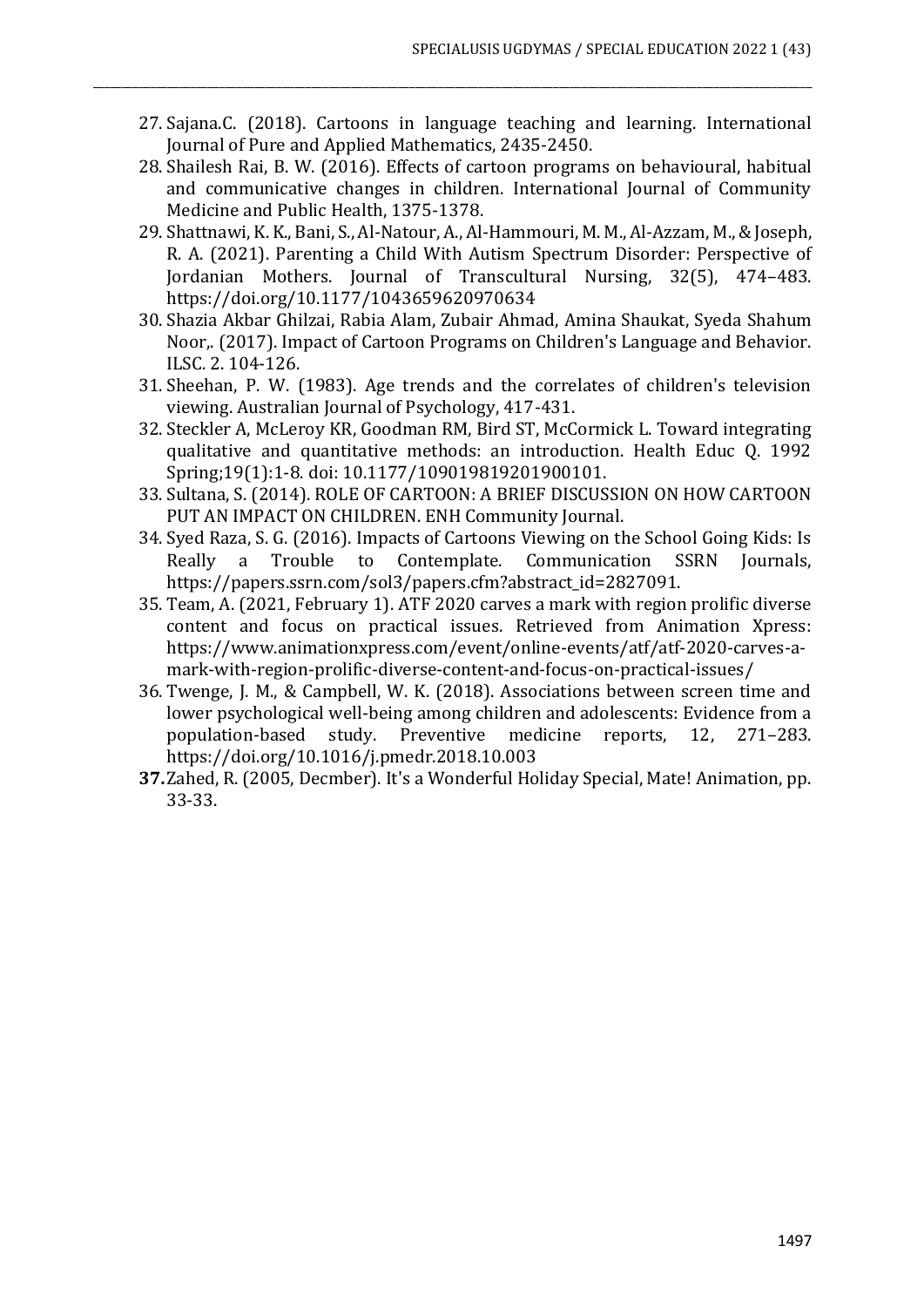27. Sajana.C. (2018). Cartoons in language teaching and learning. International Journal of Pure and Applied Mathematics, 2435-2450.
28. Shailesh Rai, B. W. (2016). Effects of cartoon programs on behavioural, habitual and communicative changes in children. International Journal of Community Medicine and Public Health, 1375-1378.
29. Shattnawi, K. K., Bani, S., Al-Natour, A., Al-Hammouri, M. M., Al-Azzam, M., & Joseph, R. A. (2021). Parenting a Child With Autism Spectrum Disorder: Perspective of Jordanian Mothers. Journal of Transcultural Nursing, 32(5), 474–483. https://doi.org/10.1177/1043659620970634
30. Shazia Akbar Ghilzai, Rabia Alam, Zubair Ahmad, Amina Shaukat, Syeda Shahum Noor,. (2017). Impact of Cartoon Programs on Children's Language and Behavior. ILSC. 2. 104-126.
31. Sheehan, P. W. (1983). Age trends and the correlates of children's television viewing. Australian Journal of Psychology, 417-431.
32. Steckler A, McLeroy KR, Goodman RM, Bird ST, McCormick L. Toward integrating qualitative and quantitative methods: an introduction. Health Educ Q. 1992 Spring;19(1):1-8. doi: 10.1177/109019819201900101.
33. Sultana, S. (2014). ROLE OF CARTOON: A BRIEF DISCUSSION ON HOW CARTOON PUT AN IMPACT ON CHILDREN. ENH Community Journal.
34. Syed Raza, S. G. (2016). Impacts of Cartoons Viewing on the School Going Kids: Is Really a Trouble to Contemplate. Communication SSRN Journals, https://papers.ssrn.com/sol3/papers.cfm?abstract_id=2827091.
35. Team, A. (2021, February 1). ATF 2020 carves a mark with region prolific diverse content and focus on practical issues. Retrieved from Animation Xpress: https://www.animationxpress.com/event/online-events/atf/atf-2020-carves-a-mark-with-region-prolific-diverse-content-and-focus-on-practical-issues/
36. Twenge, J. M., & Campbell, W. K. (2018). Associations between screen time and lower psychological well-being among children and adolescents: Evidence from a population-based study. Preventive medicine reports, 12, 271–283. https://doi.org/10.1016/j.pmedr.2018.10.003
37. Zahed, R. (2005, Decmber). It's a Wonderful Holiday Special, Mate! Animation, pp. 33-33.